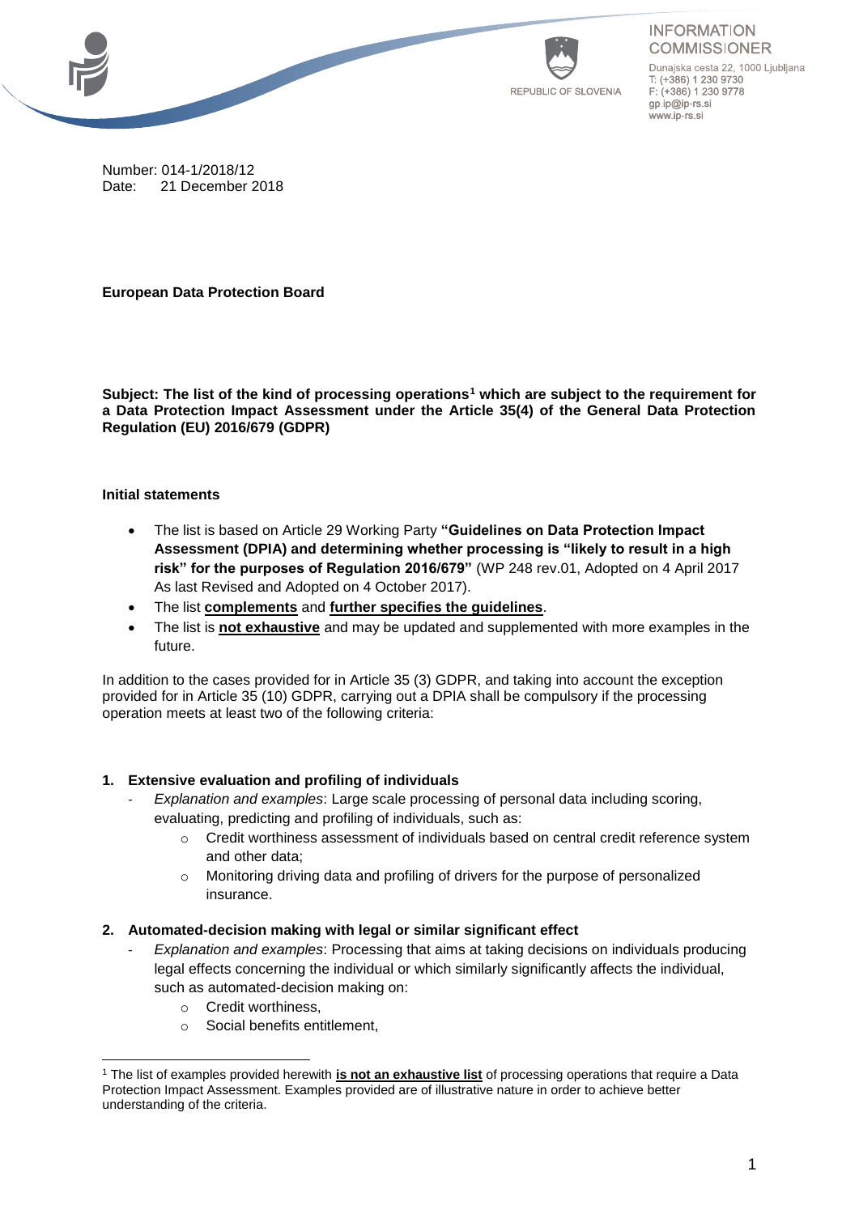INFORMATION COMMISSIONER

REPUBLIC OF SLOVENIA

Dunajska cesta 22, 1000 Ljubljana
T: (+386) 1 230 9730
F: (+386) 1 230 9778
gp.ip@ip-rs.si
www.ip-rs.si

Number: 014-1/2018/12
Date: 21 December 2018

**European Data Protection Board**

**Subject: The list of the kind of processing operations[1] which are subject to the requirement for a Data Protection Impact Assessment under the Article 35(4) of the General Data Protection Regulation (EU) 2016/679 (GDPR)**

**Initial statements**

- The list is based on Article 29 Working Party **"Guidelines on Data Protection Impact Assessment (DPIA) and determining whether processing is "likely to result in a high risk" for the purposes of Regulation 2016/679"** (WP 248 rev.01, Adopted on 4 April 2017 As last Revised and Adopted on 4 October 2017).
- The list **complements** and **further specifies the guidelines**.
- The list is **not exhaustive** and may be updated and supplemented with more examples in the future.

In addition to the cases provided for in Article 35 (3) GDPR, and taking into account the exception provided for in Article 35 (10) GDPR, carrying out a DPIA shall be compulsory if the processing operation meets at least two of the following criteria:

1. **Extensive evaluation and profiling of individuals**
   - *Explanation and examples*: Large scale processing of personal data including scoring, evaluating, predicting and profiling of individuals, such as:
     - Credit worthiness assessment of individuals based on central credit reference system and other data;
     - Monitoring driving data and profiling of drivers for the purpose of personalized insurance.

2. **Automated-decision making with legal or similar significant effect**
   - *Explanation and examples*: Processing that aims at taking decisions on individuals producing legal effects concerning the individual or which similarly significantly affects the individual, such as automated-decision making on:
     - Credit worthiness,
     - Social benefits entitlement,

[1] The list of examples provided herewith **is not an exhaustive list** of processing operations that require a Data Protection Impact Assessment. Examples provided are of illustrative nature in order to achieve better understanding of the criteria.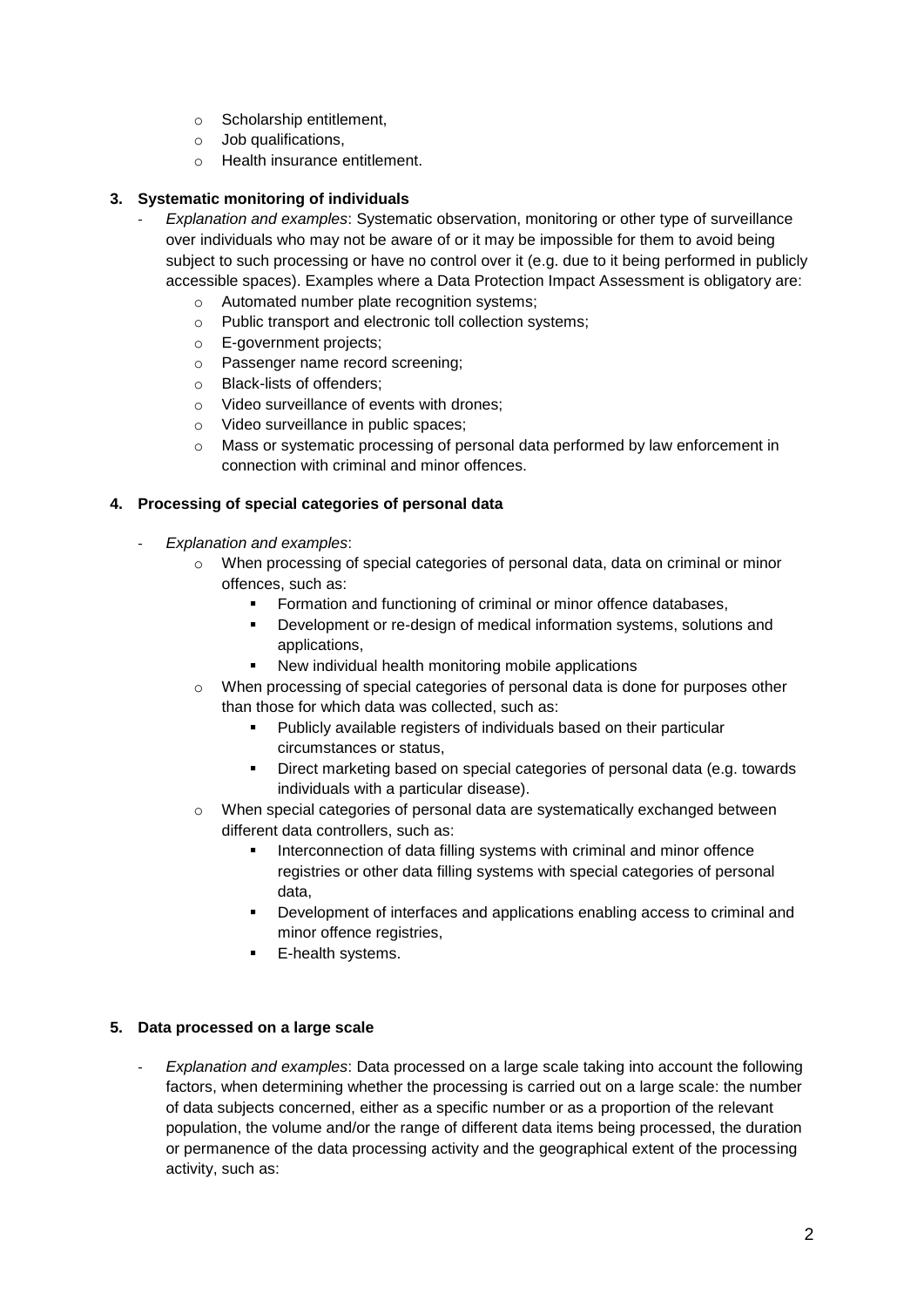- Scholarship entitlement,
- Job qualifications,
- Health insurance entitlement.

**3. Systematic monitoring of individuals**

- *Explanation and examples*: Systematic observation, monitoring or other type of surveillance over individuals who may not be aware of or it may be impossible for them to avoid being subject to such processing or have no control over it (e.g. due to it being performed in publicly accessible spaces). Examples where a Data Protection Impact Assessment is obligatory are:
    - Automated number plate recognition systems;
    - Public transport and electronic toll collection systems;
    - E-government projects;
    - Passenger name record screening;
    - Black-lists of offenders;
    - Video surveillance of events with drones;
    - Video surveillance in public spaces;
    - Mass or systematic processing of personal data performed by law enforcement in connection with criminal and minor offences.

**4. Processing of special categories of personal data**

- *Explanation and examples*:
    - When processing of special categories of personal data, data on criminal or minor offences, such as:
        - Formation and functioning of criminal or minor offence databases,
        - Development or re-design of medical information systems, solutions and applications,
        - New individual health monitoring mobile applications
    - When processing of special categories of personal data is done for purposes other than those for which data was collected, such as:
        - Publicly available registers of individuals based on their particular circumstances or status,
        - Direct marketing based on special categories of personal data (e.g. towards individuals with a particular disease).
    - When special categories of personal data are systematically exchanged between different data controllers, such as:
        - Interconnection of data filling systems with criminal and minor offence registries or other data filling systems with special categories of personal data,
        - Development of interfaces and applications enabling access to criminal and minor offence registries,
        - E-health systems.

**5. Data processed on a large scale**

- *Explanation and examples*: Data processed on a large scale taking into account the following factors, when determining whether the processing is carried out on a large scale: the number of data subjects concerned, either as a specific number or as a proportion of the relevant population, the volume and/or the range of different data items being processed, the duration or permanence of the data processing activity and the geographical extent of the processing activity, such as: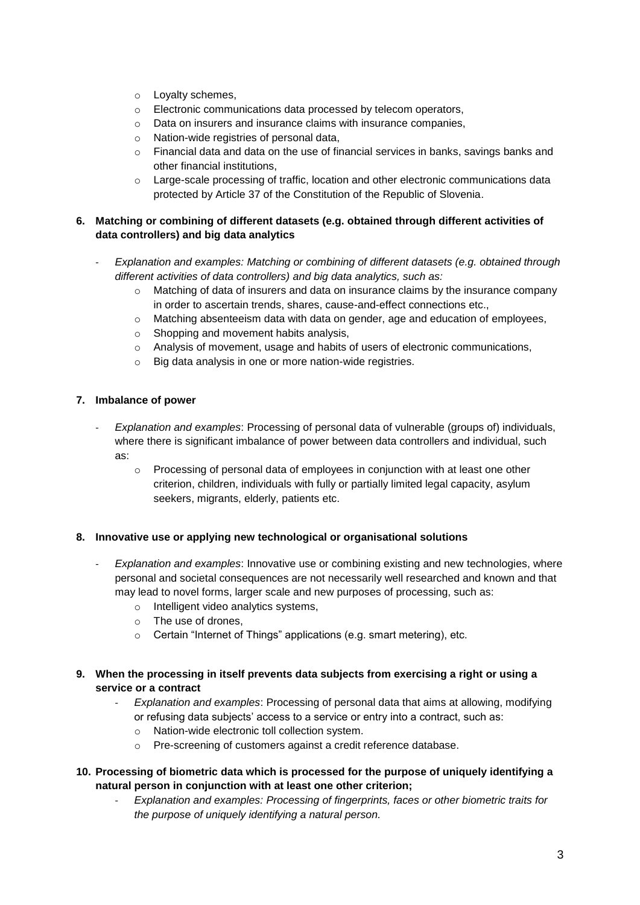- Loyalty schemes,
- Electronic communications data processed by telecom operators,
- Data on insurers and insurance claims with insurance companies,
- Nation-wide registries of personal data,
- Financial data and data on the use of financial services in banks, savings banks and other financial institutions,
- Large-scale processing of traffic, location and other electronic communications data protected by Article 37 of the Constitution of the Republic of Slovenia.

**6. Matching or combining of different datasets (e.g. obtained through different activities of data controllers) and big data analytics**

- *Explanation and examples: Matching or combining of different datasets (e.g. obtained through different activities of data controllers) and big data analytics, such as:*
  - Matching of data of insurers and data on insurance claims by the insurance company in order to ascertain trends, shares, cause-and-effect connections etc.,
  - Matching absenteeism data with data on gender, age and education of employees,
  - Shopping and movement habits analysis,
  - Analysis of movement, usage and habits of users of electronic communications,
  - Big data analysis in one or more nation-wide registries.

**7. Imbalance of power**

- *Explanation and examples*: Processing of personal data of vulnerable (groups of) individuals, where there is significant imbalance of power between data controllers and individual, such as:
  - Processing of personal data of employees in conjunction with at least one other criterion, children, individuals with fully or partially limited legal capacity, asylum seekers, migrants, elderly, patients etc.

**8. Innovative use or applying new technological or organisational solutions**

- *Explanation and examples*: Innovative use or combining existing and new technologies, where personal and societal consequences are not necessarily well researched and known and that may lead to novel forms, larger scale and new purposes of processing, such as:
  - Intelligent video analytics systems,
  - The use of drones,
  - Certain "Internet of Things" applications (e.g. smart metering), etc.

**9. When the processing in itself prevents data subjects from exercising a right or using a service or a contract**

- *Explanation and examples*: Processing of personal data that aims at allowing, modifying or refusing data subjects' access to a service or entry into a contract, such as:
  - Nation-wide electronic toll collection system.
  - Pre-screening of customers against a credit reference database.

**10. Processing of biometric data which is processed for the purpose of uniquely identifying a natural person in conjunction with at least one other criterion;**

- *Explanation and examples: Processing of fingerprints, faces or other biometric traits for the purpose of uniquely identifying a natural person.*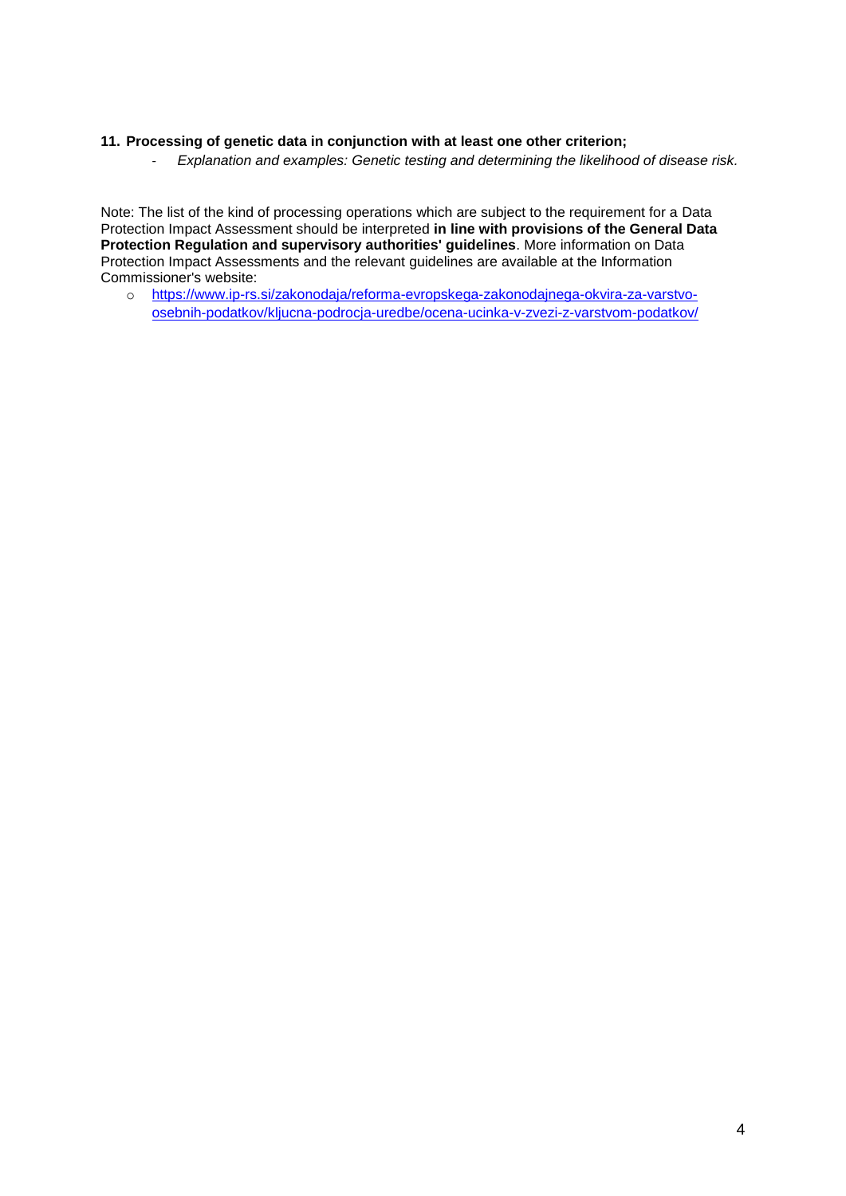**11. Processing of genetic data in conjunction with at least one other criterion;**

- *Explanation and examples: Genetic testing and determining the likelihood of disease risk.*

Note: The list of the kind of processing operations which are subject to the requirement for a Data Protection Impact Assessment should be interpreted **in line with provisions of the General Data Protection Regulation and supervisory authorities' guidelines**. More information on Data Protection Impact Assessments and the relevant guidelines are available at the Information Commissioner's website:

- https://www.ip-rs.si/zakonodaja/reforma-evropskega-zakonodajnega-okvira-za-varstvo-osebnih-podatkov/kljucna-podrocja-uredbe/ocena-ucinka-v-zvezi-z-varstvom-podatkov/